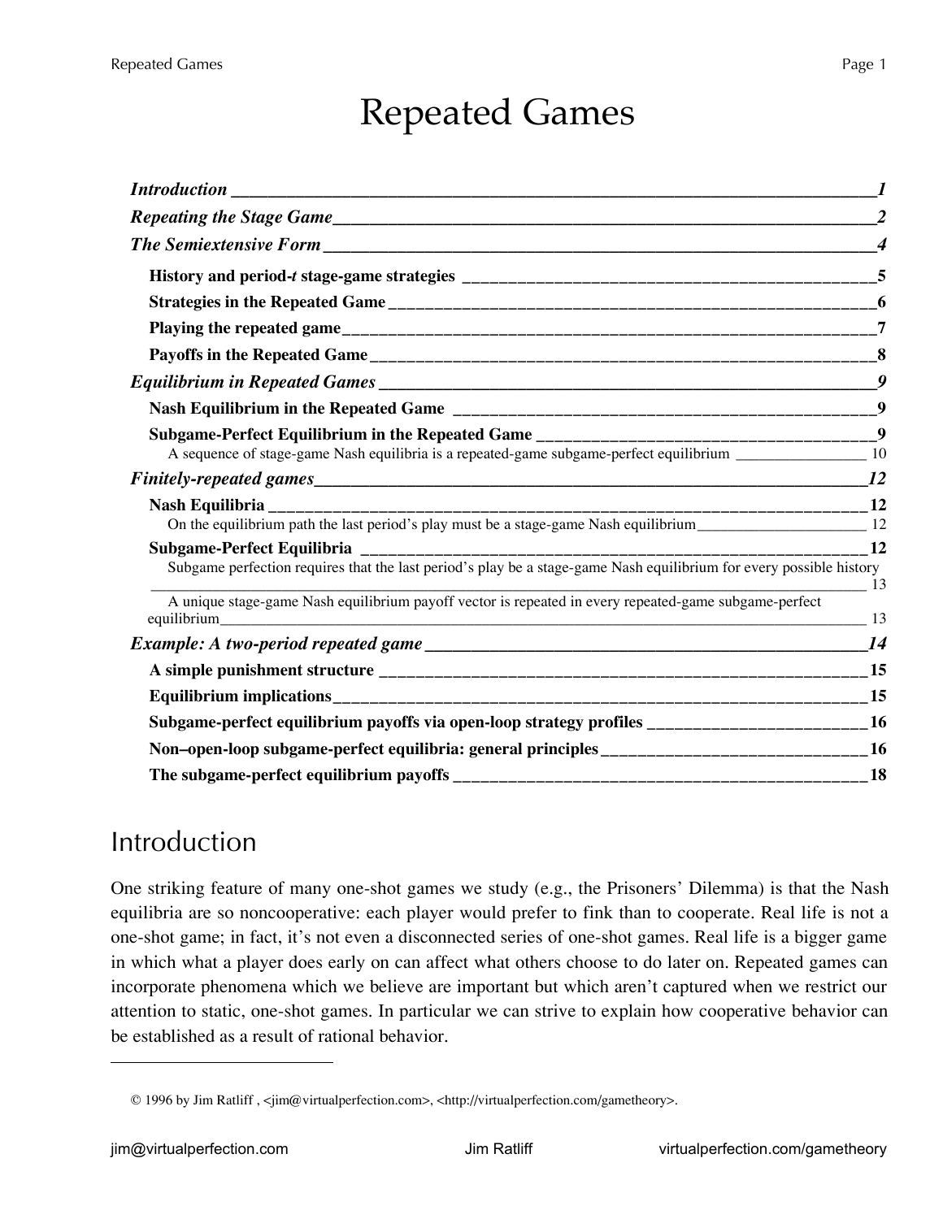# Repeated Games

*Introduction* — 1

*Repeating the Stage Game* — 2

*The Semiextensive Form* — 4

- **History and period-*t* stage-game strategies** — 5
- **Strategies in the Repeated Game** — 6
- **Playing the repeated game** — 7
- **Payoffs in the Repeated Game** — 8

*Equilibrium in Repeated Games* — 9

- **Nash Equilibrium in the Repeated Game** — 9
- **Subgame-Perfect Equilibrium in the Repeated Game** — 9
  - A sequence of stage-game Nash equilibria is a repeated-game subgame-perfect equilibrium — 10

*Finitely-repeated games* — 12

- **Nash Equilibria** — 12
  - On the equilibrium path the last period's play must be a stage-game Nash equilibrium — 12
- **Subgame-Perfect Equilibria** — 12
  - Subgame perfection requires that the last period's play be a stage-game Nash equilibrium for every possible history — 13
  - A unique stage-game Nash equilibrium payoff vector is repeated in every repeated-game subgame-perfect equilibrium — 13

*Example: A two-period repeated game* — 14

- **A simple punishment structure** — 15
- **Equilibrium implications** — 15
- **Subgame-perfect equilibrium payoffs via open-loop strategy profiles** — 16
- **Non–open-loop subgame-perfect equilibria: general principles** — 16
- **The subgame-perfect equilibrium payoffs** — 18

## Introduction

One striking feature of many one-shot games we study (e.g., the Prisoners' Dilemma) is that the Nash equilibria are so noncooperative: each player would prefer to fink than to cooperate. Real life is not a one-shot game; in fact, it's not even a disconnected series of one-shot games. Real life is a bigger game in which what a player does early on can affect what others choose to do later on. Repeated games can incorporate phenomena which we believe are important but which aren't captured when we restrict our attention to static, one-shot games. In particular we can strive to explain how cooperative behavior can be established as a result of rational behavior.

---

© 1996 by Jim Ratliff , <jim@virtualperfection.com>, <http://virtualperfection.com/gametheory>.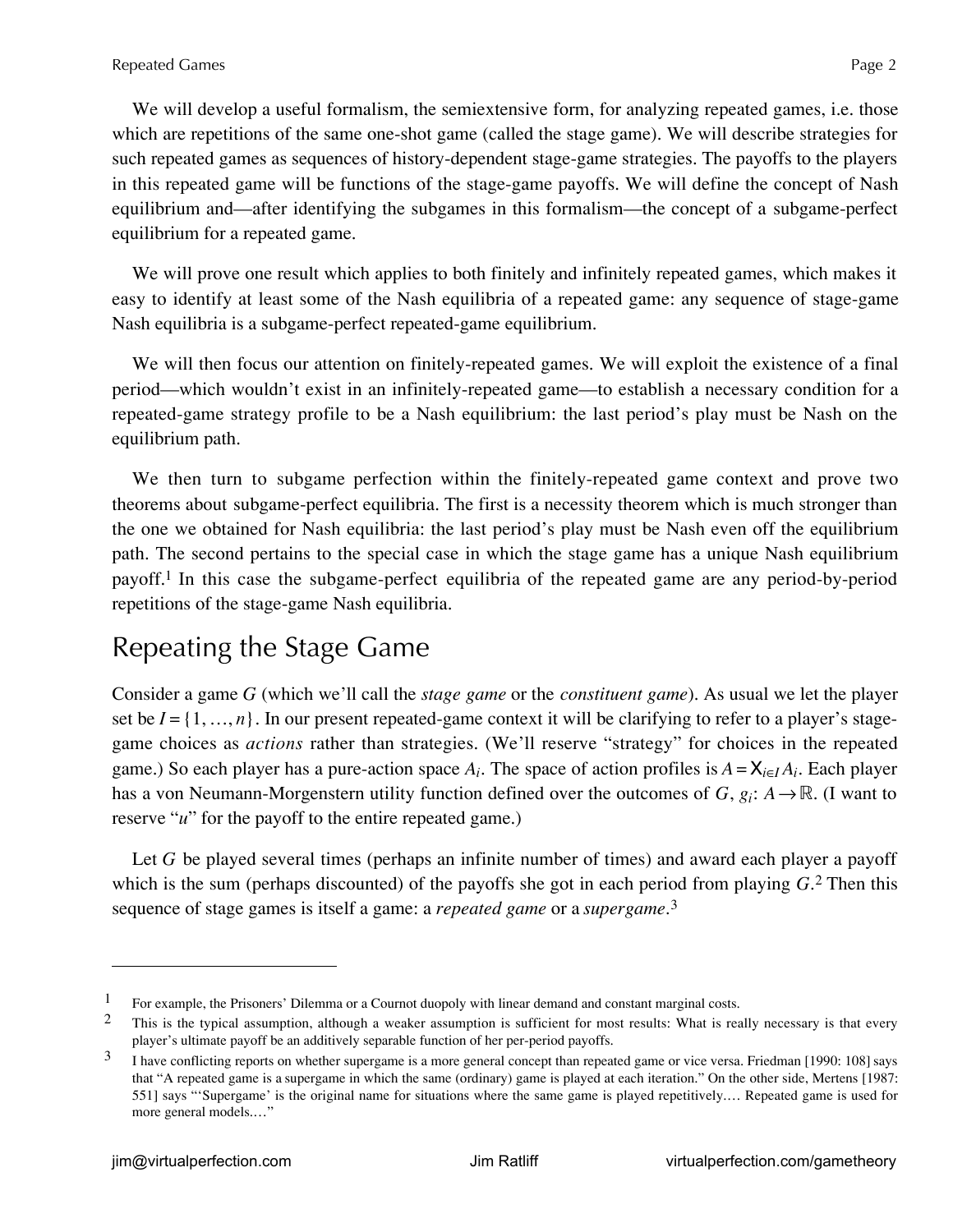We will develop a useful formalism, the semiextensive form, for analyzing repeated games, i.e. those which are repetitions of the same one-shot game (called the stage game). We will describe strategies for such repeated games as sequences of history-dependent stage-game strategies. The payoffs to the players in this repeated game will be functions of the stage-game payoffs. We will define the concept of Nash equilibrium and—after identifying the subgames in this formalism—the concept of a subgame-perfect equilibrium for a repeated game.

We will prove one result which applies to both finitely and infinitely repeated games, which makes it easy to identify at least some of the Nash equilibria of a repeated game: any sequence of stage-game Nash equilibria is a subgame-perfect repeated-game equilibrium.

We will then focus our attention on finitely-repeated games. We will exploit the existence of a final period—which wouldn't exist in an infinitely-repeated game—to establish a necessary condition for a repeated-game strategy profile to be a Nash equilibrium: the last period's play must be Nash on the equilibrium path.

We then turn to subgame perfection within the finitely-repeated game context and prove two theorems about subgame-perfect equilibria. The first is a necessity theorem which is much stronger than the one we obtained for Nash equilibria: the last period's play must be Nash even off the equilibrium path. The second pertains to the special case in which the stage game has a unique Nash equilibrium payoff.[1] In this case the subgame-perfect equilibria of the repeated game are any period-by-period repetitions of the stage-game Nash equilibria.

## Repeating the Stage Game

Consider a game $G$ (which we'll call the *stage game* or the *constituent game*). As usual we let the player set be $I = \{1, \ldots, n\}$. In our present repeated-game context it will be clarifying to refer to a player's stage-game choices as *actions* rather than strategies. (We'll reserve "strategy" for choices in the repeated game.) So each player has a pure-action space $A_i$. The space of action profiles is $A = \times_{i \in I} A_i$. Each player has a von Neumann-Morgenstern utility function defined over the outcomes of $G$, $g_i$: $A \to \mathbb{R}$. (I want to reserve "$u$" for the payoff to the entire repeated game.)

Let $G$ be played several times (perhaps an infinite number of times) and award each player a payoff which is the sum (perhaps discounted) of the payoffs she got in each period from playing $G$.[2] Then this sequence of stage games is itself a game: a *repeated game* or a *supergame*.[3]

---

[1] For example, the Prisoners' Dilemma or a Cournot duopoly with linear demand and constant marginal costs.

[2] This is the typical assumption, although a weaker assumption is sufficient for most results: What is really necessary is that every player's ultimate payoff be an additively separable function of her per-period payoffs.

[3] I have conflicting reports on whether supergame is a more general concept than repeated game or vice versa. Friedman [1990: 108] says that "A repeated game is a supergame in which the same (ordinary) game is played at each iteration." On the other side, Mertens [1987: 551] says "'Supergame' is the original name for situations where the same game is played repetitively.… Repeated game is used for more general models.…"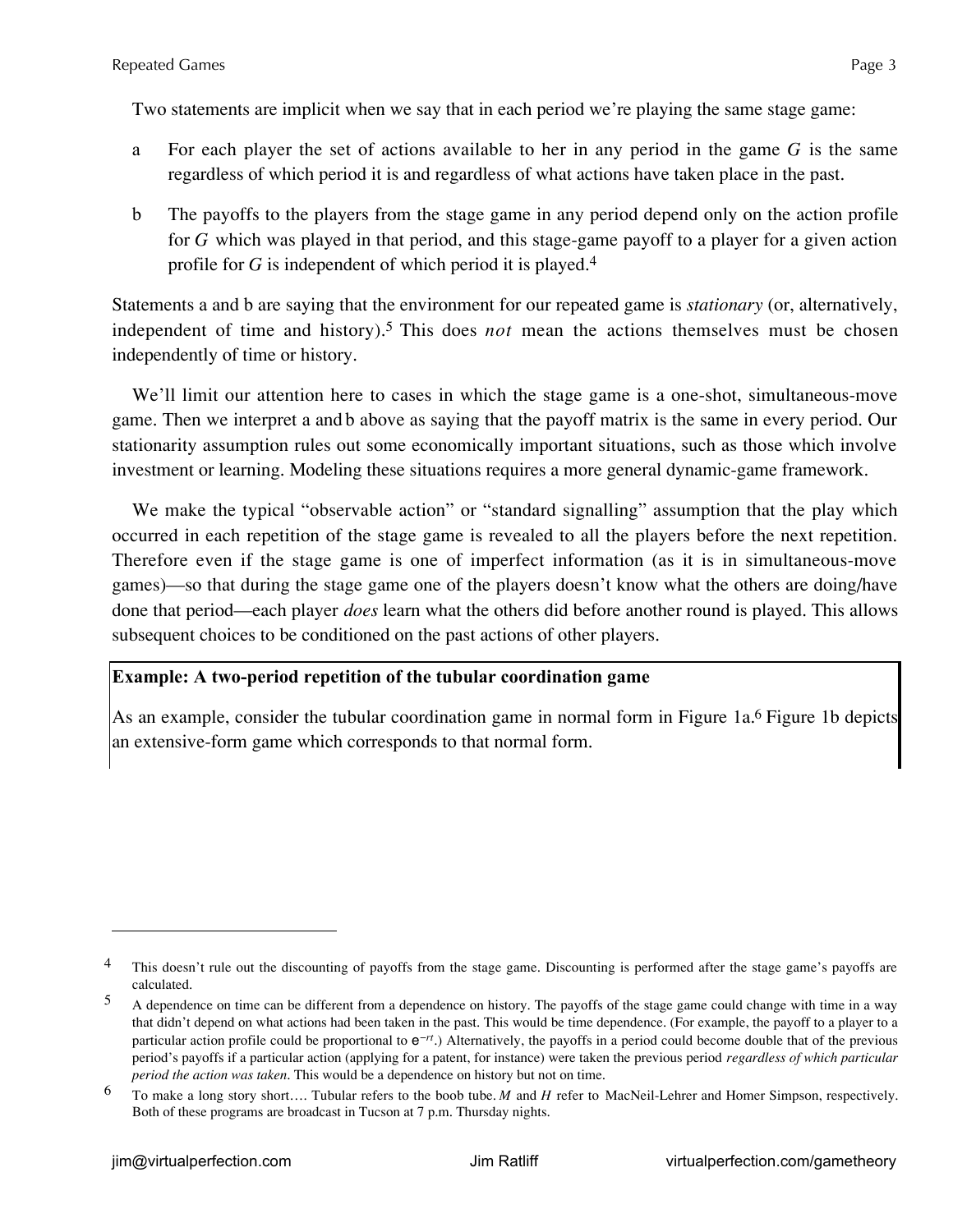Two statements are implicit when we say that in each period we're playing the same stage game:

a. For each player the set of actions available to her in any period in the game $G$ is the same regardless of which period it is and regardless of what actions have taken place in the past.

b. The payoffs to the players from the stage game in any period depend only on the action profile for $G$ which was played in that period, and this stage-game payoff to a player for a given action profile for $G$ is independent of which period it is played.[4]

Statements a and b are saying that the environment for our repeated game is *stationary* (or, alternatively, independent of time and history).[5] This does *not* mean the actions themselves must be chosen independently of time or history.

We'll limit our attention here to cases in which the stage game is a one-shot, simultaneous-move game. Then we interpret a and b above as saying that the payoff matrix is the same in every period. Our stationarity assumption rules out some economically important situations, such as those which involve investment or learning. Modeling these situations requires a more general dynamic-game framework.

We make the typical "observable action" or "standard signalling" assumption that the play which occurred in each repetition of the stage game is revealed to all the players before the next repetition. Therefore even if the stage game is one of imperfect information (as it is in simultaneous-move games)—so that during the stage game one of the players doesn't know what the others are doing/have done that period—each player *does* learn what the others did before another round is played. This allows subsequent choices to be conditioned on the past actions of other players.

**Example: A two-period repetition of the tubular coordination game**

As an example, consider the tubular coordination game in normal form in Figure 1a.[6] Figure 1b depicts an extensive-form game which corresponds to that normal form.

---

[4] This doesn't rule out the discounting of payoffs from the stage game. Discounting is performed after the stage game's payoffs are calculated.

[5] A dependence on time can be different from a dependence on history. The payoffs of the stage game could change with time in a way that didn't depend on what actions had been taken in the past. This would be time dependence. (For example, the payoff to a player to a particular action profile could be proportional to $e^{-rt}$.) Alternatively, the payoffs in a period could become double that of the previous period's payoffs if a particular action (applying for a patent, for instance) were taken the previous period *regardless of which particular period the action was taken*. This would be a dependence on history but not on time.

[6] To make a long story short…. Tubular refers to the boob tube. $M$ and $H$ refer to MacNeil-Lehrer and Homer Simpson, respectively. Both of these programs are broadcast in Tucson at 7 p.m. Thursday nights.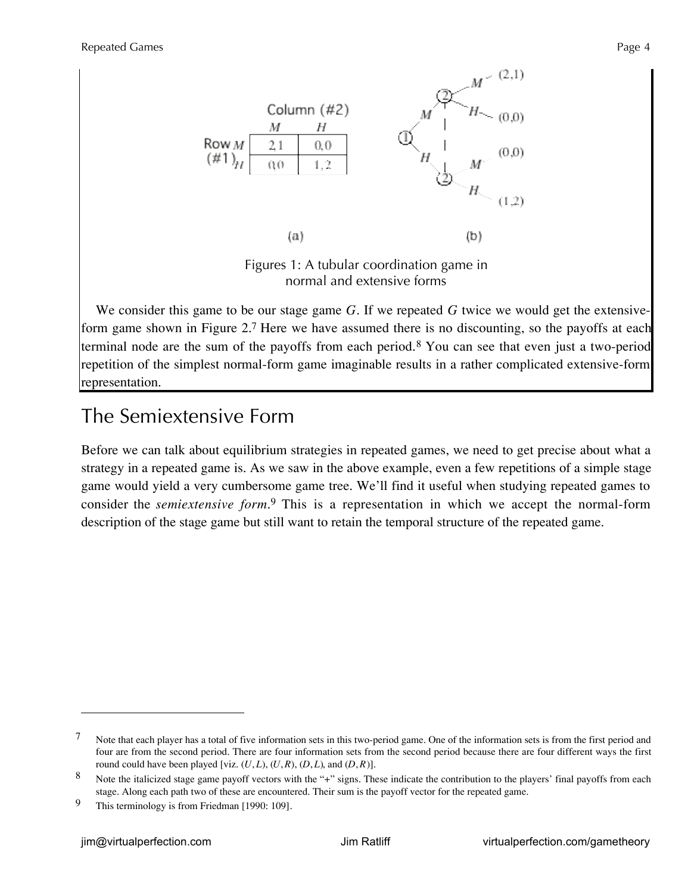| | Column (#2) | |
|---|---|---|
| | $M$ | $H$ |
| Row (#1) $M$ | 2,1 | 0,0 |
| $H$ | 0,0 | 1,2 |

(a) (b)

Figures 1: A tubular coordination game in normal and extensive forms

We consider this game to be our stage game $G$. If we repeated $G$ twice we would get the extensive-form game shown in Figure 2.[7] Here we have assumed there is no discounting, so the payoffs at each terminal node are the sum of the payoffs from each period.[8] You can see that even just a two-period repetition of the simplest normal-form game imaginable results in a rather complicated extensive-form representation.

## The Semiextensive Form

Before we can talk about equilibrium strategies in repeated games, we need to get precise about what a strategy in a repeated game is. As we saw in the above example, even a few repetitions of a simple stage game would yield a very cumbersome game tree. We'll find it useful when studying repeated games to consider the *semiextensive form*.[9] This is a representation in which we accept the normal-form description of the stage game but still want to retain the temporal structure of the repeated game.

---

[7] Note that each player has a total of five information sets in this two-period game. One of the information sets is from the first period and four are from the second period. There are four information sets from the second period because there are four different ways the first round could have been played [viz. $(U,L)$, $(U,R)$, $(D,L)$, and $(D,R)$].

[8] Note the italicized stage game payoff vectors with the "+" signs. These indicate the contribution to the players' final payoffs from each stage. Along each path two of these are encountered. Their sum is the payoff vector for the repeated game.

[9] This terminology is from Friedman [1990: 109].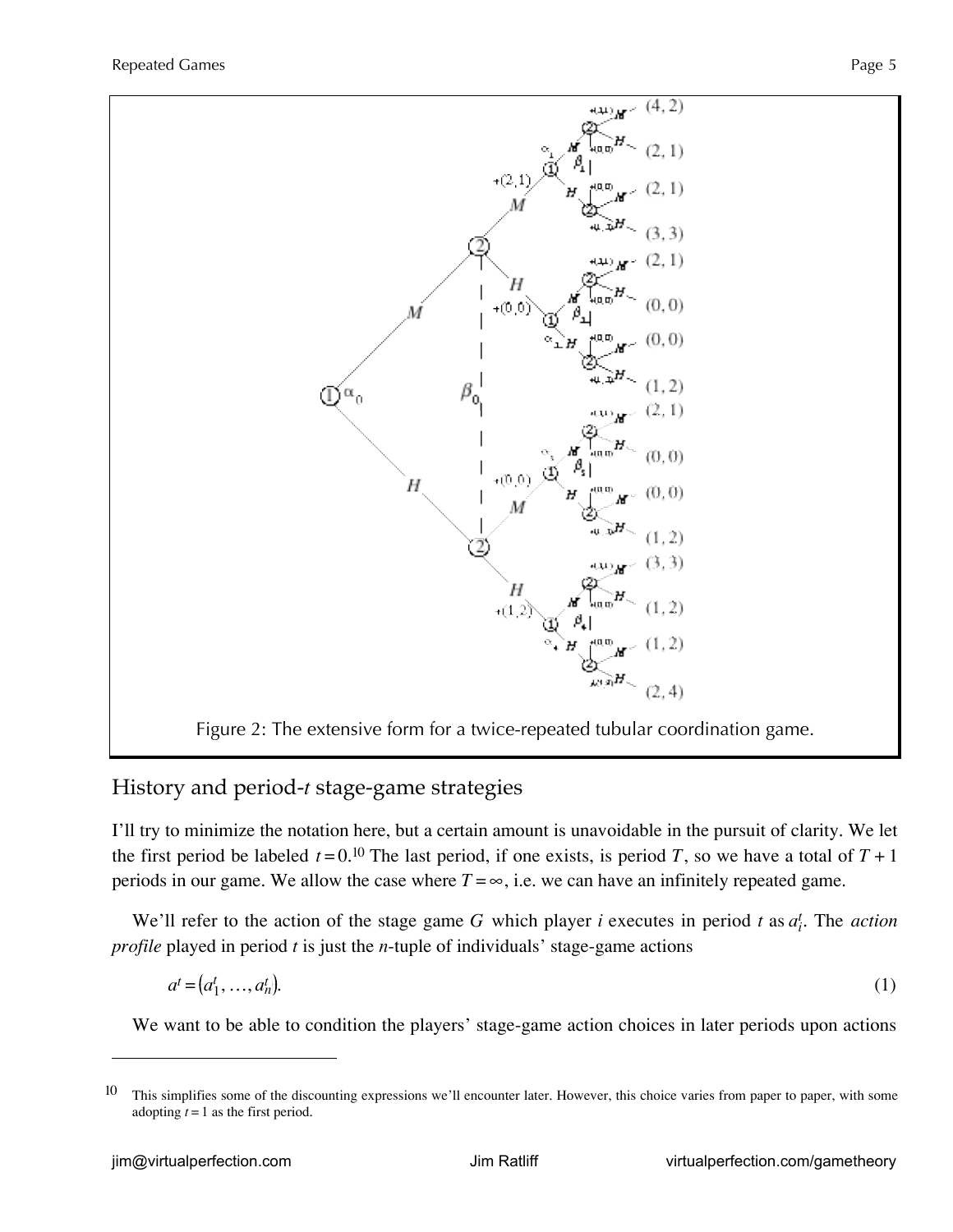Figure 2: The extensive form for a twice-repeated tubular coordination game.

## History and period-$t$ stage-game strategies

I'll try to minimize the notation here, but a certain amount is unavoidable in the pursuit of clarity. We let the first period be labeled $t = 0$.[10] The last period, if one exists, is period $T$, so we have a total of $T + 1$ periods in our game. We allow the case where $T = \infty$, i.e. we can have an infinitely repeated game.

We'll refer to the action of the stage game $G$ which player $i$ executes in period $t$ as $a_i^t$. The *action profile* played in period $t$ is just the $n$-tuple of individuals' stage-game actions

$$a^t = (a_1^t, \ldots, a_n^t). \tag{1}$$

We want to be able to condition the players' stage-game action choices in later periods upon actions

---

[10] This simplifies some of the discounting expressions we'll encounter later. However, this choice varies from paper to paper, with some adopting $t = 1$ as the first period.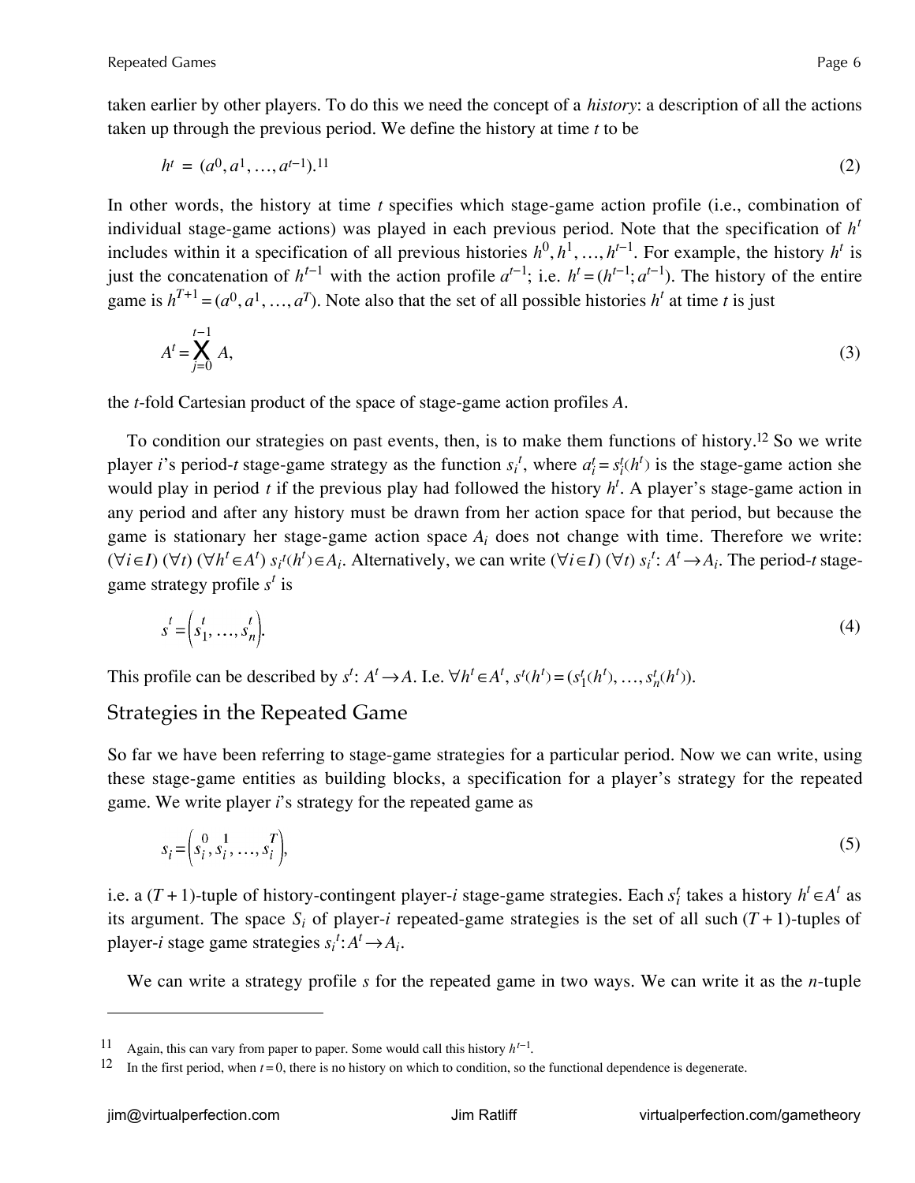taken earlier by other players. To do this we need the concept of a *history*: a description of all the actions taken up through the previous period. We define the history at time $t$ to be

$$h^t = (a^0, a^1, \ldots, a^{t-1}).\text{[11]} \tag{2}$$

In other words, the history at time $t$ specifies which stage-game action profile (i.e., combination of individual stage-game actions) was played in each previous period. Note that the specification of $h^t$ includes within it a specification of all previous histories $h^0, h^1, \ldots, h^{t-1}$. For example, the history $h^t$ is just the concatenation of $h^{t-1}$ with the action profile $a^{t-1}$; i.e. $h^t = (h^{t-1}; a^{t-1})$. The history of the entire game is $h^{T+1} = (a^0, a^1, \ldots, a^T)$. Note also that the set of all possible histories $h^t$ at time $t$ is just

$$A^t = \mathop{\times}_{j=0}^{t-1} A, \tag{3}$$

the $t$-fold Cartesian product of the space of stage-game action profiles $A$.

To condition our strategies on past events, then, is to make them functions of history.[12] So we write player $i$'s period-$t$ stage-game strategy as the function $s_i^t$, where $a_i^t = s_i^t(h^t)$ is the stage-game action she would play in period $t$ if the previous play had followed the history $h^t$. A player's stage-game action in any period and after any history must be drawn from her action space for that period, but because the game is stationary her stage-game action space $A_i$ does not change with time. Therefore we write: $(\forall i \in I)\ (\forall t)\ (\forall h^t \in A^t)\ s_i^t(h^t) \in A_i$. Alternatively, we can write $(\forall i \in I)\ (\forall t)\ s_i^t\colon A^t \to A_i$. The period-$t$ stage-game strategy profile $s^t$ is

$$s^t = \left(s_1^t, \ldots, s_n^t\right). \tag{4}$$

This profile can be described by $s^t\colon A^t \to A$. I.e. $\forall h^t \in A^t$, $s^t(h^t) = (s_1^t(h^t), \ldots, s_n^t(h^t))$.

## Strategies in the Repeated Game

So far we have been referring to stage-game strategies for a particular period. Now we can write, using these stage-game entities as building blocks, a specification for a player's strategy for the repeated game. We write player $i$'s strategy for the repeated game as

$$s_i = \left(s_i^0, s_i^1, \ldots, s_i^T\right), \tag{5}$$

i.e. a $(T+1)$-tuple of history-contingent player-$i$ stage-game strategies. Each $s_i^t$ takes a history $h^t \in A^t$ as its argument. The space $S_i$ of player-$i$ repeated-game strategies is the set of all such $(T+1)$-tuples of player-$i$ stage game strategies $s_i^t\colon A^t \to A_i$.

We can write a strategy profile $s$ for the repeated game in two ways. We can write it as the $n$-tuple

---

[11] Again, this can vary from paper to paper. Some would call this history $h^{t-1}$.

[12] In the first period, when $t = 0$, there is no history on which to condition, so the functional dependence is degenerate.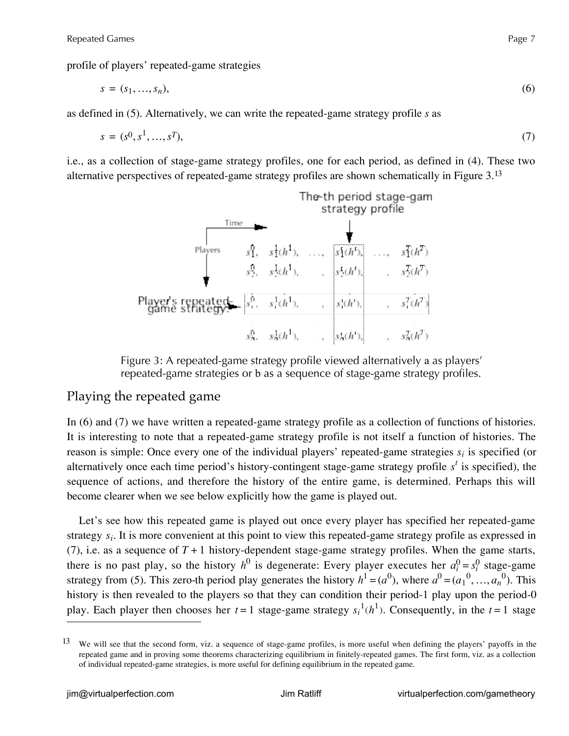profile of players' repeated-game strategies

$$s = (s_1, \ldots, s_n), \tag{6}$$

as defined in (5). Alternatively, we can write the repeated-game strategy profile $s$ as

$$s = (s^0, s^1, \ldots, s^T), \tag{7}$$

i.e., as a collection of stage-game strategy profiles, one for each period, as defined in (4). These two alternative perspectives of repeated-game strategy profiles are shown schematically in Figure 3.[13]

Figure 3: A repeated-game strategy profile viewed alternatively a as players' repeated-game strategies or b as a sequence of stage-game strategy profiles.

## Playing the repeated game

In (6) and (7) we have written a repeated-game strategy profile as a collection of functions of histories. It is interesting to note that a repeated-game strategy profile is not itself a function of histories. The reason is simple: Once every one of the individual players' repeated-game strategies $s_i$ is specified (or alternatively once each time period's history-contingent stage-game strategy profile $s^t$ is specified), the sequence of actions, and therefore the history of the entire game, is determined. Perhaps this will become clearer when we see below explicitly how the game is played out.

Let's see how this repeated game is played out once every player has specified her repeated-game strategy $s_i$. It is more convenient at this point to view this repeated-game strategy profile as expressed in (7), i.e. as a sequence of $T+1$ history-dependent stage-game strategy profiles. When the game starts, there is no past play, so the history $h^0$ is degenerate: Every player executes her $a_i^0 = s_i^0$ stage-game strategy from (5). This zero-th period play generates the history $h^1 = (a^0)$, where $a^0 = (a_1{}^0, \ldots, a_n{}^0)$. This history is then revealed to the players so that they can condition their period-1 play upon the period-0 play. Each player then chooses her $t = 1$ stage-game strategy $s_i{}^1(h^1)$. Consequently, in the $t = 1$ stage

---

[13] We will see that the second form, viz. a sequence of stage-game profiles, is more useful when defining the players' payoffs in the repeated game and in proving some theorems characterizing equilibrium in finitely-repeated games. The first form, viz. as a collection of individual repeated-game strategies, is more useful for defining equilibrium in the repeated game.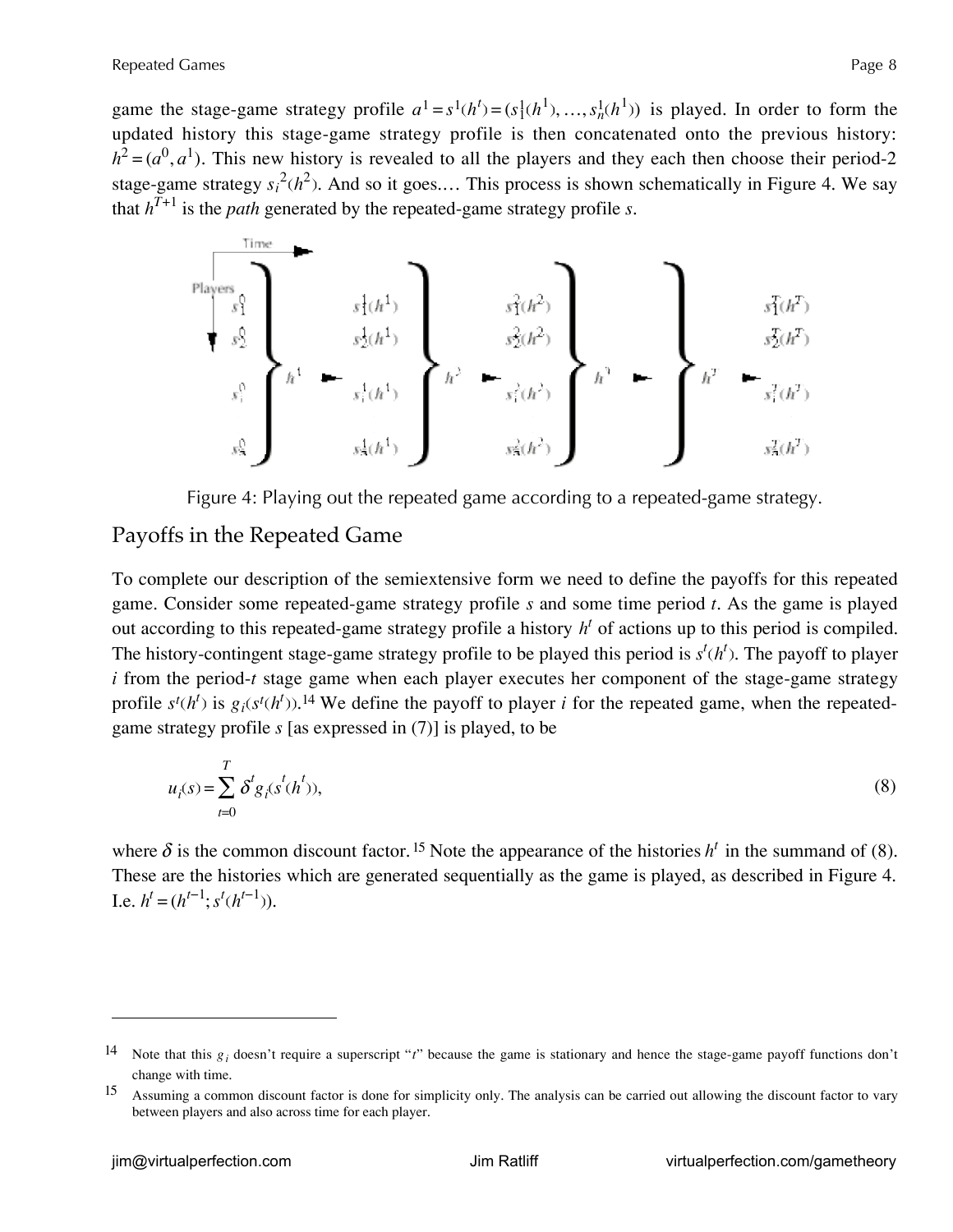game the stage-game strategy profile $a^1 = s^1(h^t) = (s_1^1(h^1), \ldots, s_n^1(h^1))$ is played. In order to form the updated history this stage-game strategy profile is then concatenated onto the previous history: $h^2 = (a^0, a^1)$. This new history is revealed to all the players and they each then choose their period-2 stage-game strategy $s_i^2(h^2)$. And so it goes.… This process is shown schematically in Figure 4. We say that $h^{T+1}$ is the *path* generated by the repeated-game strategy profile $s$.

Figure 4: Playing out the repeated game according to a repeated-game strategy.

## Payoffs in the Repeated Game

To complete our description of the semiextensive form we need to define the payoffs for this repeated game. Consider some repeated-game strategy profile $s$ and some time period $t$. As the game is played out according to this repeated-game strategy profile a history $h^t$ of actions up to this period is compiled. The history-contingent stage-game strategy profile to be played this period is $s^t(h^t)$. The payoff to player $i$ from the period-$t$ stage game when each player executes her component of the stage-game strategy profile $s^t(h^t)$ is $g_i(s^t(h^t))$.[14] We define the payoff to player $i$ for the repeated game, when the repeated-game strategy profile $s$ [as expressed in (7)] is played, to be

$$u_i(s) = \sum_{t=0}^{T} \delta^t g_i(s^t(h^t)), \tag{8}$$

where $\delta$ is the common discount factor.[15] Note the appearance of the histories $h^t$ in the summand of (8). These are the histories which are generated sequentially as the game is played, as described in Figure 4. I.e. $h^t = (h^{t-1}; s^t(h^{t-1}))$.

---

[14] Note that this $g_i$ doesn't require a superscript "$t$" because the game is stationary and hence the stage-game payoff functions don't change with time.

[15] Assuming a common discount factor is done for simplicity only. The analysis can be carried out allowing the discount factor to vary between players and also across time for each player.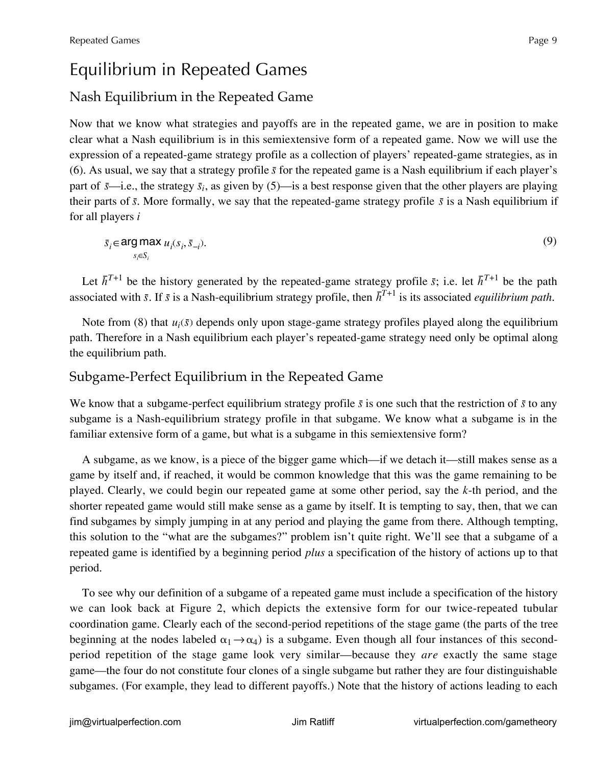# Equilibrium in Repeated Games

## Nash Equilibrium in the Repeated Game

Now that we know what strategies and payoffs are in the repeated game, we are in position to make clear what a Nash equilibrium is in this semiextensive form of a repeated game. Now we will use the expression of a repeated-game strategy profile as a collection of players' repeated-game strategies, as in (6). As usual, we say that a strategy profile $\bar{s}$ for the repeated game is a Nash equilibrium if each player's part of $\bar{s}$—i.e., the strategy $\bar{s}_i$, as given by (5)—is a best response given that the other players are playing their parts of $\bar{s}$. More formally, we say that the repeated-game strategy profile $\bar{s}$ is a Nash equilibrium if for all players $i$

$$\bar{s}_i \in \underset{s_i \in S_i}{\arg\max}\, u_i(s_i, \bar{s}_{-i}). \tag{9}$$

Let $\bar{h}^{T+1}$ be the history generated by the repeated-game strategy profile $\bar{s}$; i.e. let $\bar{h}^{T+1}$ be the path associated with $\bar{s}$. If $\bar{s}$ is a Nash-equilibrium strategy profile, then $\bar{h}^{T+1}$ is its associated *equilibrium path.*

Note from (8) that $u_i(\bar{s})$ depends only upon stage-game strategy profiles played along the equilibrium path. Therefore in a Nash equilibrium each player's repeated-game strategy need only be optimal along the equilibrium path.

## Subgame-Perfect Equilibrium in the Repeated Game

We know that a subgame-perfect equilibrium strategy profile $\bar{s}$ is one such that the restriction of $\bar{s}$ to any subgame is a Nash-equilibrium strategy profile in that subgame. We know what a subgame is in the familiar extensive form of a game, but what is a subgame in this semiextensive form?

A subgame, as we know, is a piece of the bigger game which—if we detach it—still makes sense as a game by itself and, if reached, it would be common knowledge that this was the game remaining to be played. Clearly, we could begin our repeated game at some other period, say the $k$-th period, and the shorter repeated game would still make sense as a game by itself. It is tempting to say, then, that we can find subgames by simply jumping in at any period and playing the game from there. Although tempting, this solution to the "what are the subgames?" problem isn't quite right. We'll see that a subgame of a repeated game is identified by a beginning period *plus* a specification of the history of actions up to that period.

To see why our definition of a subgame of a repeated game must include a specification of the history we can look back at Figure 2, which depicts the extensive form for our twice-repeated tubular coordination game. Clearly each of the second-period repetitions of the stage game (the parts of the tree beginning at the nodes labeled $\alpha_1 \rightarrow \alpha_4$) is a subgame. Even though all four instances of this second-period repetition of the stage game look very similar—because they *are* exactly the same stage game—the four do not constitute four clones of a single subgame but rather they are four distinguishable subgames. (For example, they lead to different payoffs.) Note that the history of actions leading to each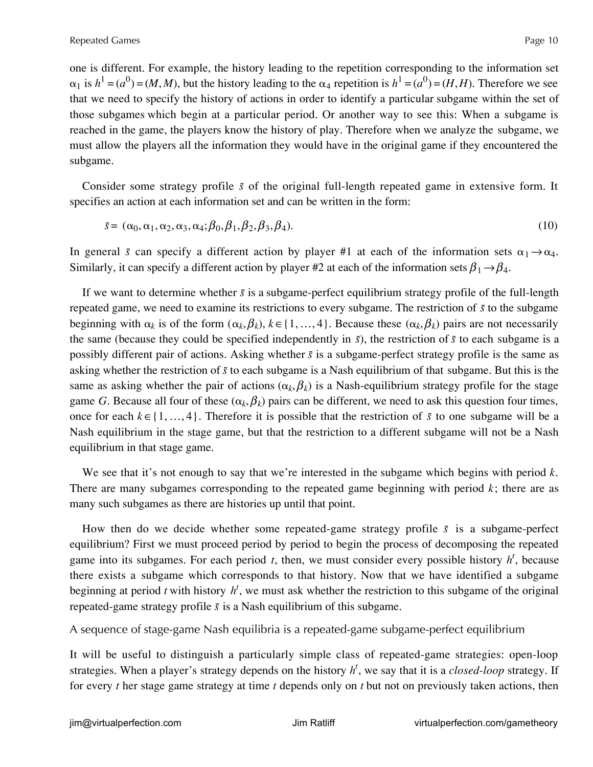one is different. For example, the history leading to the repetition corresponding to the information set $\alpha_1$ is $h^1=(a^0)=(M,M)$, but the history leading to the $\alpha_4$ repetition is $h^1=(a^0)=(H,H)$. Therefore we see that we need to specify the history of actions in order to identify a particular subgame within the set of those subgames which begin at a particular period. Or another way to see this: When a subgame is reached in the game, the players know the history of play. Therefore when we analyze the subgame, we must allow the players all the information they would have in the original game if they encountered the subgame.

Consider some strategy profile $\bar{s}$ of the original full-length repeated game in extensive form. It specifies an action at each information set and can be written in the form:

$$\bar{s}=(\alpha_0,\alpha_1,\alpha_2,\alpha_3,\alpha_4;\beta_0,\beta_1,\beta_2,\beta_3,\beta_4). \tag{10}$$

In general $\bar{s}$ can specify a different action by player #1 at each of the information sets $\alpha_1\to\alpha_4$. Similarly, it can specify a different action by player #2 at each of the information sets $\beta_1\to\beta_4$.

If we want to determine whether $\bar{s}$ is a subgame-perfect equilibrium strategy profile of the full-length repeated game, we need to examine its restrictions to every subgame. The restriction of $\bar{s}$ to the subgame beginning with $\alpha_k$ is of the form $(\alpha_k,\beta_k)$, $k\in\{1,\ldots,4\}$. Because these $(\alpha_k,\beta_k)$ pairs are not necessarily the same (because they could be specified independently in $\bar{s}$), the restriction of $\bar{s}$ to each subgame is a possibly different pair of actions. Asking whether $\bar{s}$ is a subgame-perfect strategy profile is the same as asking whether the restriction of $\bar{s}$ to each subgame is a Nash equilibrium of that subgame. But this is the same as asking whether the pair of actions $(\alpha_k,\beta_k)$ is a Nash-equilibrium strategy profile for the stage game $G$. Because all four of these $(\alpha_k,\beta_k)$ pairs can be different, we need to ask this question four times, once for each $k\in\{1,\ldots,4\}$. Therefore it is possible that the restriction of $\bar{s}$ to one subgame will be a Nash equilibrium in the stage game, but that the restriction to a different subgame will not be a Nash equilibrium in that stage game.

We see that it's not enough to say that we're interested in the subgame which begins with period $k$. There are many subgames corresponding to the repeated game beginning with period $k$; there are as many such subgames as there are histories up until that point.

How then do we decide whether some repeated-game strategy profile $\bar{s}$ is a subgame-perfect equilibrium? First we must proceed period by period to begin the process of decomposing the repeated game into its subgames. For each period $t$, then, we must consider every possible history $h^t$, because there exists a subgame which corresponds to that history. Now that we have identified a subgame beginning at period $t$ with history $h^t$, we must ask whether the restriction to this subgame of the original repeated-game strategy profile $\bar{s}$ is a Nash equilibrium of this subgame.

### A sequence of stage-game Nash equilibria is a repeated-game subgame-perfect equilibrium

It will be useful to distinguish a particularly simple class of repeated-game strategies: open-loop strategies. When a player's strategy depends on the history $h^t$, we say that it is a *closed-loop* strategy. If for every $t$ her stage game strategy at time $t$ depends only on $t$ but not on previously taken actions, then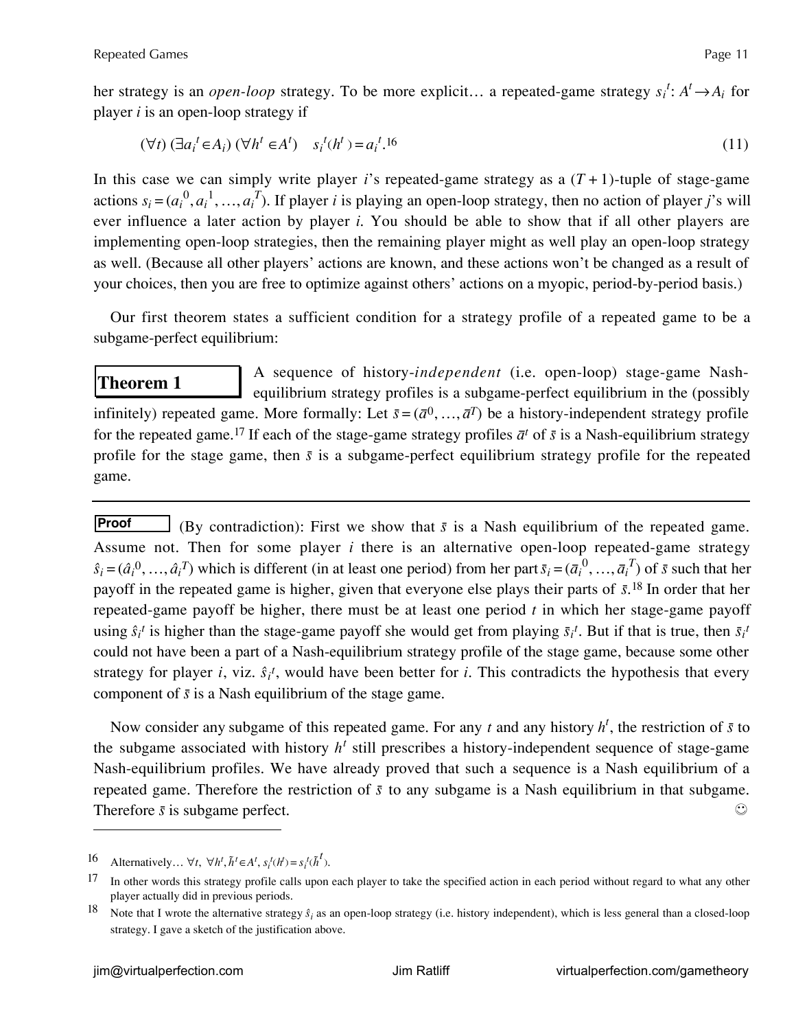her strategy is an *open-loop* strategy. To be more explicit… a repeated-game strategy $s_i^t: A^t \to A_i$ for player $i$ is an open-loop strategy if

$$(\forall t)\ (\exists a_i^t \in A_i)\ (\forall h^t \in A^t) \quad s_i^t(h^t) = a_i^t.^{16} \tag{11}$$

In this case we can simply write player $i$'s repeated-game strategy as a $(T+1)$-tuple of stage-game actions $s_i = (a_i^0, a_i^1, \ldots, a_i^T)$. If player $i$ is playing an open-loop strategy, then no action of player $j$'s will ever influence a later action by player $i$. You should be able to show that if all other players are implementing open-loop strategies, then the remaining player might as well play an open-loop strategy as well. (Because all other players' actions are known, and these actions won't be changed as a result of your choices, then you are free to optimize against others' actions on a myopic, period-by-period basis.)

Our first theorem states a sufficient condition for a strategy profile of a repeated game to be a subgame-perfect equilibrium:

**Theorem 1**

A sequence of history-*independent* (i.e. open-loop) stage-game Nash-equilibrium strategy profiles is a subgame-perfect equilibrium in the (possibly infinitely) repeated game. More formally: Let $\bar{s} = (\bar{a}^0, \ldots, \bar{a}^T)$ be a history-independent strategy profile for the repeated game.[17] If each of the stage-game strategy profiles $\bar{a}^t$ of $\bar{s}$ is a Nash-equilibrium strategy profile for the stage game, then $\bar{s}$ is a subgame-perfect equilibrium strategy profile for the repeated game.

---

**Proof** (By contradiction): First we show that $\bar{s}$ is a Nash equilibrium of the repeated game. Assume not. Then for some player $i$ there is an alternative open-loop repeated-game strategy $\hat{s}_i = (\hat{a}_i^0, \ldots, \hat{a}_i^T)$ which is different (in at least one period) from her part $\bar{s}_i = (\bar{a}_i^0, \ldots, \bar{a}_i^T)$ of $\bar{s}$ such that her payoff in the repeated game is higher, given that everyone else plays their parts of $\bar{s}$.[18] In order that her repeated-game payoff be higher, there must be at least one period $t$ in which her stage-game payoff using $\hat{s}_i^t$ is higher than the stage-game payoff she would get from playing $\bar{s}_i^t$. But if that is true, then $\bar{s}_i^t$ could not have been a part of a Nash-equilibrium strategy profile of the stage game, because some other strategy for player $i$, viz. $\hat{s}_i^t$, would have been better for $i$. This contradicts the hypothesis that every component of $\bar{s}$ is a Nash equilibrium of the stage game.

Now consider any subgame of this repeated game. For any $t$ and any history $h^t$, the restriction of $\bar{s}$ to the subgame associated with history $h^t$ still prescribes a history-independent sequence of stage-game Nash-equilibrium profiles. We have already proved that such a sequence is a Nash equilibrium of a repeated game. Therefore the restriction of $\bar{s}$ to any subgame is a Nash equilibrium in that subgame. Therefore $\bar{s}$ is subgame perfect. ☺

---

16 Alternatively… $\forall t,\ \forall h^t, \tilde{h}^t \in A^t,\ s_i^t(h^t) = s_i^t(\tilde{h}^t)$.

17 In other words this strategy profile calls upon each player to take the specified action in each period without regard to what any other player actually did in previous periods.

18 Note that I wrote the alternative strategy $\hat{s}_i$ as an open-loop strategy (i.e. history independent), which is less general than a closed-loop strategy. I gave a sketch of the justification above.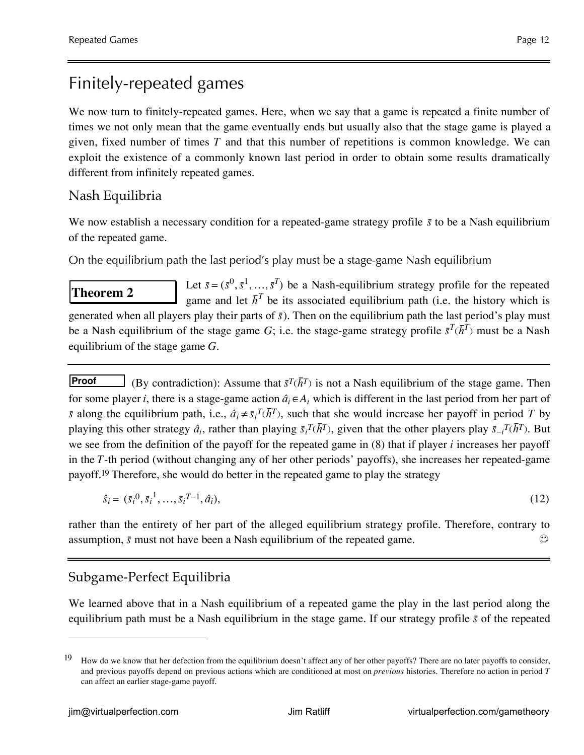# Finitely-repeated games

We now turn to finitely-repeated games. Here, when we say that a game is repeated a finite number of times we not only mean that the game eventually ends but usually also that the stage game is played a given, fixed number of times $T$ and that this number of repetitions is common knowledge. We can exploit the existence of a commonly known last period in order to obtain some results dramatically different from infinitely repeated games.

## Nash Equilibria

We now establish a necessary condition for a repeated-game strategy profile $\bar{s}$ to be a Nash equilibrium of the repeated game.

### On the equilibrium path the last period's play must be a stage-game Nash equilibrium

**Theorem 2** Let $\bar{s} = (\bar{s}^0, \bar{s}^1, \ldots, \bar{s}^T)$ be a Nash-equilibrium strategy profile for the repeated game and let $\bar{h}^T$ be its associated equilibrium path (i.e. the history which is generated when all players play their parts of $\bar{s}$). Then on the equilibrium path the last period's play must be a Nash equilibrium of the stage game $G$; i.e. the stage-game strategy profile $\bar{s}^T(\bar{h}^T)$ must be a Nash equilibrium of the stage game $G$.

---

**Proof** (By contradiction): Assume that $\bar{s}^T(\bar{h}^T)$ is not a Nash equilibrium of the stage game. Then for some player $i$, there is a stage-game action $\hat{a}_i \in A_i$ which is different in the last period from her part of $\bar{s}$ along the equilibrium path, i.e., $\hat{a}_i \neq \bar{s}_i{}^T(\bar{h}^T)$, such that she would increase her payoff in period $T$ by playing this other strategy $\hat{a}_i$, rather than playing $\bar{s}_i{}^T(\bar{h}^T)$, given that the other players play $\bar{s}_{-i}{}^T(\bar{h}^T)$. But we see from the definition of the payoff for the repeated game in (8) that if player $i$ increases her payoff in the $T$-th period (without changing any of her other periods' payoffs), she increases her repeated-game payoff.[19] Therefore, she would do better in the repeated game to play the strategy

$$\hat{s}_i = (\bar{s}_i{}^0, \bar{s}_i{}^1, \ldots, \bar{s}_i{}^{T-1}, \hat{a}_i), \tag{12}$$

rather than the entirety of her part of the alleged equilibrium strategy profile. Therefore, contrary to assumption, $\bar{s}$ must not have been a Nash equilibrium of the repeated game. ☺

---

## Subgame-Perfect Equilibria

We learned above that in a Nash equilibrium of a repeated game the play in the last period along the equilibrium path must be a Nash equilibrium in the stage game. If our strategy profile $\bar{s}$ of the repeated

---

[19] How do we know that her defection from the equilibrium doesn't affect any of her other payoffs? There are no later payoffs to consider, and previous payoffs depend on previous actions which are conditioned at most on *previous* histories. Therefore no action in period $T$ can affect an earlier stage-game payoff.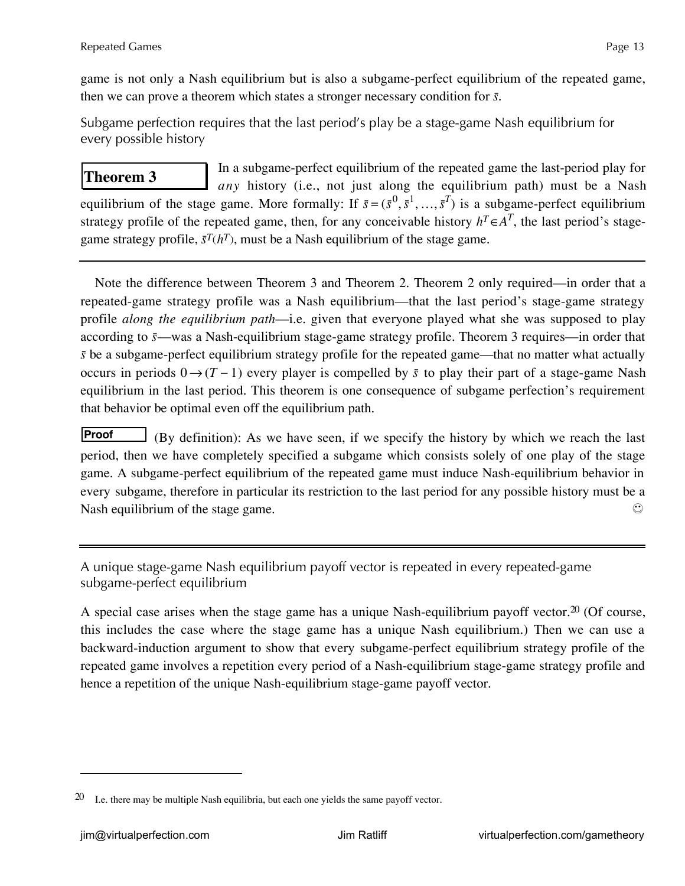game is not only a Nash equilibrium but is also a subgame-perfect equilibrium of the repeated game, then we can prove a theorem which states a stronger necessary condition for $\bar{s}$.

Subgame perfection requires that the last period's play be a stage-game Nash equilibrium for every possible history

**Theorem 3** In a subgame-perfect equilibrium of the repeated game the last-period play for *any* history (i.e., not just along the equilibrium path) must be a Nash equilibrium of the stage game. More formally: If $\bar{s} = (\bar{s}^0, \bar{s}^1, \ldots, \bar{s}^T)$ is a subgame-perfect equilibrium strategy profile of the repeated game, then, for any conceivable history $h^T \in A^T$, the last period's stage-game strategy profile, $\bar{s}^T(h^T)$, must be a Nash equilibrium of the stage game.

---

Note the difference between Theorem 3 and Theorem 2. Theorem 2 only required—in order that a repeated-game strategy profile was a Nash equilibrium—that the last period's stage-game strategy profile *along the equilibrium path*—i.e. given that everyone played what she was supposed to play according to $\bar{s}$—was a Nash-equilibrium stage-game strategy profile. Theorem 3 requires—in order that $\bar{s}$ be a subgame-perfect equilibrium strategy profile for the repeated game—that no matter what actually occurs in periods $0 \to (T-1)$ every player is compelled by $\bar{s}$ to play their part of a stage-game Nash equilibrium in the last period. This theorem is one consequence of subgame perfection's requirement that behavior be optimal even off the equilibrium path.

**Proof** (By definition): As we have seen, if we specify the history by which we reach the last period, then we have completely specified a subgame which consists solely of one play of the stage game. A subgame-perfect equilibrium of the repeated game must induce Nash-equilibrium behavior in every subgame, therefore in particular its restriction to the last period for any possible history must be a Nash equilibrium of the stage game. ☺

---

A unique stage-game Nash equilibrium payoff vector is repeated in every repeated-game subgame-perfect equilibrium

A special case arises when the stage game has a unique Nash-equilibrium payoff vector.[20] (Of course, this includes the case where the stage game has a unique Nash equilibrium.) Then we can use a backward-induction argument to show that every subgame-perfect equilibrium strategy profile of the repeated game involves a repetition every period of a Nash-equilibrium stage-game strategy profile and hence a repetition of the unique Nash-equilibrium stage-game payoff vector.

---

[20] I.e. there may be multiple Nash equilibria, but each one yields the same payoff vector.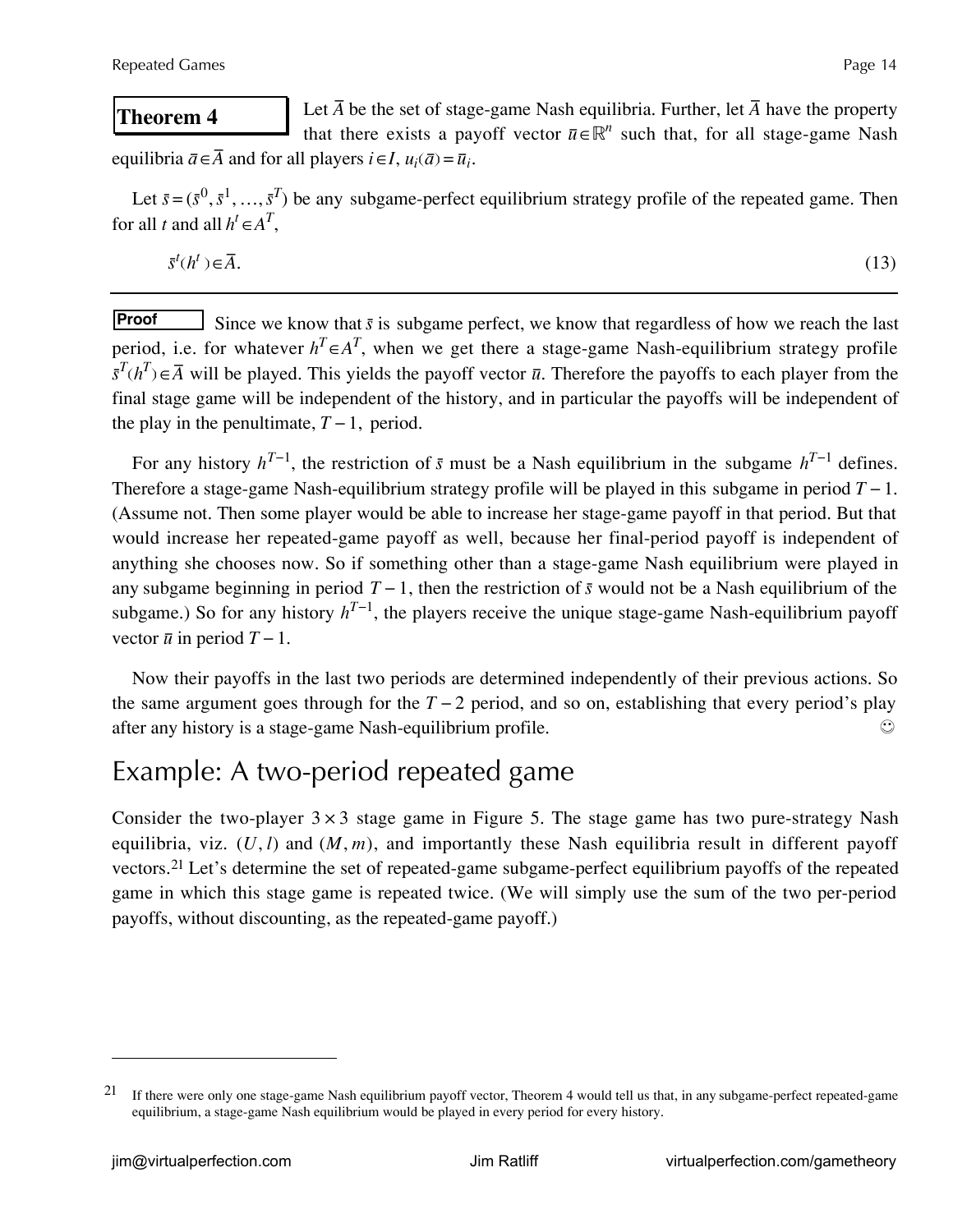**Theorem 4** Let $\bar{A}$ be the set of stage-game Nash equilibria. Further, let $\bar{A}$ have the property that there exists a payoff vector $\bar{u} \in \mathbb{R}^n$ such that, for all stage-game Nash equilibria $\bar{a} \in \bar{A}$ and for all players $i \in I$, $u_i(\bar{a}) = \bar{u}_i$.

Let $\bar{s} = (\bar{s}^0, \bar{s}^1, \ldots, \bar{s}^T)$ be any subgame-perfect equilibrium strategy profile of the repeated game. Then for all $t$ and all $h^t \in A^T$,

$$\bar{s}^t(h^t) \in \bar{A}. \tag{13}$$

---

**Proof** Since we know that $\bar{s}$ is subgame perfect, we know that regardless of how we reach the last period, i.e. for whatever $h^T \in A^T$, when we get there a stage-game Nash-equilibrium strategy profile $\bar{s}^T(h^T) \in \bar{A}$ will be played. This yields the payoff vector $\bar{u}$. Therefore the payoffs to each player from the final stage game will be independent of the history, and in particular the payoffs will be independent of the play in the penultimate, $T-1$, period.

For any history $h^{T-1}$, the restriction of $\bar{s}$ must be a Nash equilibrium in the subgame $h^{T-1}$ defines. Therefore a stage-game Nash-equilibrium strategy profile will be played in this subgame in period $T-1$. (Assume not. Then some player would be able to increase her stage-game payoff in that period. But that would increase her repeated-game payoff as well, because her final-period payoff is independent of anything she chooses now. So if something other than a stage-game Nash equilibrium were played in any subgame beginning in period $T-1$, then the restriction of $\bar{s}$ would not be a Nash equilibrium of the subgame.) So for any history $h^{T-1}$, the players receive the unique stage-game Nash-equilibrium payoff vector $\bar{u}$ in period $T-1$.

Now their payoffs in the last two periods are determined independently of their previous actions. So the same argument goes through for the $T-2$ period, and so on, establishing that every period's play after any history is a stage-game Nash-equilibrium profile. ☺

## Example: A two-period repeated game

Consider the two-player $3 \times 3$ stage game in Figure 5. The stage game has two pure-strategy Nash equilibria, viz. $(U, l)$ and $(M, m)$, and importantly these Nash equilibria result in different payoff vectors.[21] Let's determine the set of repeated-game subgame-perfect equilibrium payoffs of the repeated game in which this stage game is repeated twice. (We will simply use the sum of the two per-period payoffs, without discounting, as the repeated-game payoff.)

---

[21] If there were only one stage-game Nash equilibrium payoff vector, Theorem 4 would tell us that, in any subgame-perfect repeated-game equilibrium, a stage-game Nash equilibrium would be played in every period for every history.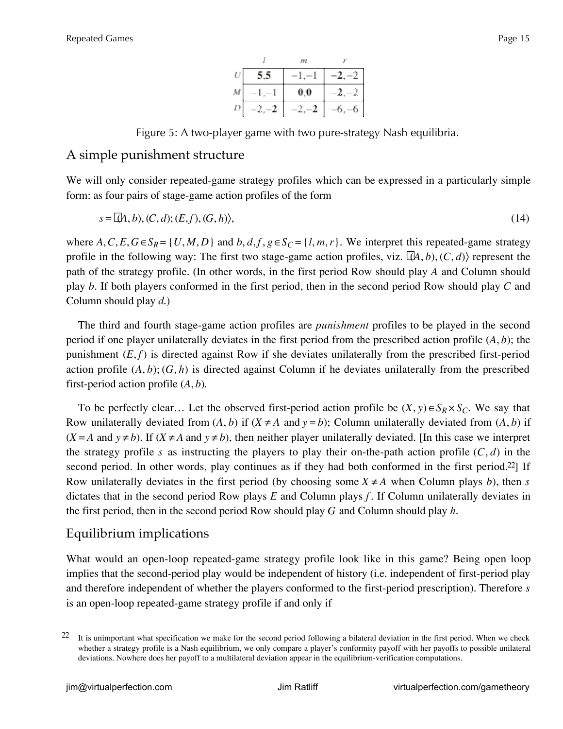| | $l$ | $m$ | $r$ |
|---|---|---|---|
| $U$ | **5,5** | −1,−1 | **−2**,−2 |
| $M$ | −1,−1 | **0,0** | **−2**,−2 |
| $D$ | −2,**−2** | −2,**−2** | −6,−6 |

Figure 5: A two-player game with two pure-strategy Nash equilibria.

## A simple punishment structure

We will only consider repeated-game strategy profiles which can be expressed in a particularly simple form: as four pairs of stage-game action profiles of the form

$$s = \langle (A,b),(C,d);(E,f),(G,h) \rangle, \tag{14}$$

where $A, C, E, G \in S_R = \{U, M, D\}$ and $b, d, f, g \in S_C = \{l, m, r\}$. We interpret this repeated-game strategy profile in the following way: The first two stage-game action profiles, viz. $\langle (A,b),(C,d) \rangle$ represent the path of the strategy profile. (In other words, in the first period Row should play $A$ and Column should play $b$. If both players conformed in the first period, then in the second period Row should play $C$ and Column should play $d$.)

The third and fourth stage-game action profiles are *punishment* profiles to be played in the second period if one player unilaterally deviates in the first period from the prescribed action profile $(A,b)$; the punishment $(E,f)$ is directed against Row if she deviates unilaterally from the prescribed first-period action profile $(A,b)$; $(G,h)$ is directed against Column if he deviates unilaterally from the prescribed first-period action profile $(A,b)$.

To be perfectly clear… Let the observed first-period action profile be $(X,y) \in S_R \times S_C$. We say that Row unilaterally deviated from $(A,b)$ if ($X \neq A$ and $y = b$); Column unilaterally deviated from $(A,b)$ if ($X = A$ and $y \neq b$). If ($X \neq A$ and $y \neq b$), then neither player unilaterally deviated. [In this case we interpret the strategy profile $s$ as instructing the players to play their on-the-path action profile $(C,d)$ in the second period. In other words, play continues as if they had both conformed in the first period.[22]] If Row unilaterally deviates in the first period (by choosing some $X \neq A$ when Column plays $b$), then $s$ dictates that in the second period Row plays $E$ and Column plays $f$. If Column unilaterally deviates in the first period, then in the second period Row should play $G$ and Column should play $h$.

## Equilibrium implications

What would an open-loop repeated-game strategy profile look like in this game? Being open loop implies that the second-period play would be independent of history (i.e. independent of first-period play and therefore independent of whether the players conformed to the first-period prescription). Therefore $s$ is an open-loop repeated-game strategy profile if and only if

---

[22] It is unimportant what specification we make for the second period following a bilateral deviation in the first period. When we check whether a strategy profile is a Nash equilibrium, we only compare a player's conformity payoff with her payoffs to possible unilateral deviations. Nowhere does her payoff to a multilateral deviation appear in the equilibrium-verification computations.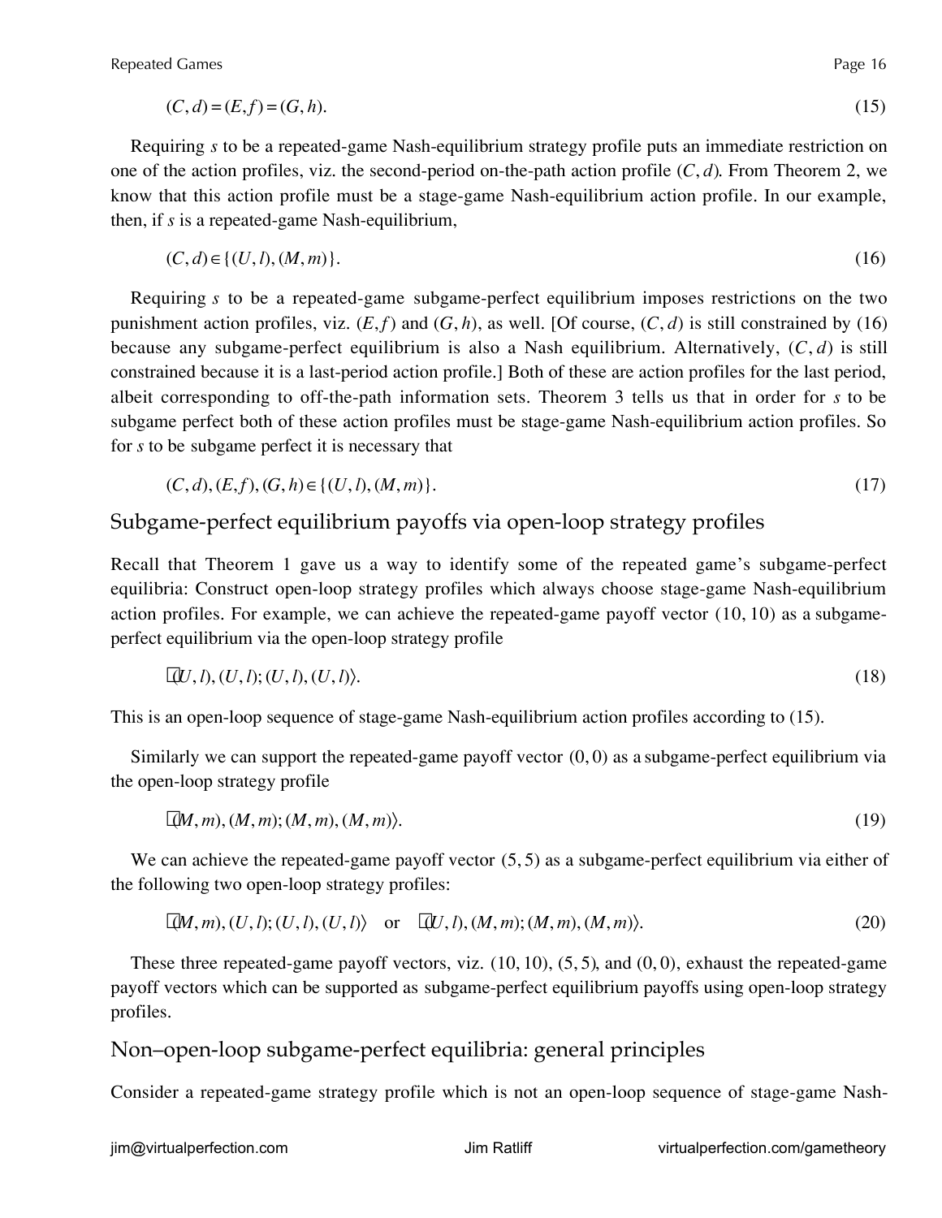$$(C,d)=(E,f)=(G,h). \tag{15}$$

Requiring $s$ to be a repeated-game Nash-equilibrium strategy profile puts an immediate restriction on one of the action profiles, viz. the second-period on-the-path action profile $(C,d)$. From Theorem 2, we know that this action profile must be a stage-game Nash-equilibrium action profile. In our example, then, if $s$ is a repeated-game Nash-equilibrium,

$$(C,d)\in\{(U,l),(M,m)\}. \tag{16}$$

Requiring $s$ to be a repeated-game subgame-perfect equilibrium imposes restrictions on the two punishment action profiles, viz. $(E,f)$ and $(G,h)$, as well. [Of course, $(C,d)$ is still constrained by (16) because any subgame-perfect equilibrium is also a Nash equilibrium. Alternatively, $(C,d)$ is still constrained because it is a last-period action profile.] Both of these are action profiles for the last period, albeit corresponding to off-the-path information sets. Theorem 3 tells us that in order for $s$ to be subgame perfect both of these action profiles must be stage-game Nash-equilibrium action profiles. So for $s$ to be subgame perfect it is necessary that

$$(C,d),(E,f),(G,h)\in\{(U,l),(M,m)\}. \tag{17}$$

## Subgame-perfect equilibrium payoffs via open-loop strategy profiles

Recall that Theorem 1 gave us a way to identify some of the repeated game's subgame-perfect equilibria: Construct open-loop strategy profiles which always choose stage-game Nash-equilibrium action profiles. For example, we can achieve the repeated-game payoff vector $(10,10)$ as a subgame-perfect equilibrium via the open-loop strategy profile

$$\langle (U,l),(U,l);(U,l),(U,l)\rangle. \tag{18}$$

This is an open-loop sequence of stage-game Nash-equilibrium action profiles according to (15).

Similarly we can support the repeated-game payoff vector $(0,0)$ as a subgame-perfect equilibrium via the open-loop strategy profile

$$\langle (M,m),(M,m);(M,m),(M,m)\rangle. \tag{19}$$

We can achieve the repeated-game payoff vector $(5,5)$ as a subgame-perfect equilibrium via either of the following two open-loop strategy profiles:

$$\langle (M,m),(U,l);(U,l),(U,l)\rangle \quad\text{or}\quad \langle (U,l),(M,m);(M,m),(M,m)\rangle. \tag{20}$$

These three repeated-game payoff vectors, viz. $(10,10)$, $(5,5)$, and $(0,0)$, exhaust the repeated-game payoff vectors which can be supported as subgame-perfect equilibrium payoffs using open-loop strategy profiles.

## Non–open-loop subgame-perfect equilibria: general principles

Consider a repeated-game strategy profile which is not an open-loop sequence of stage-game Nash-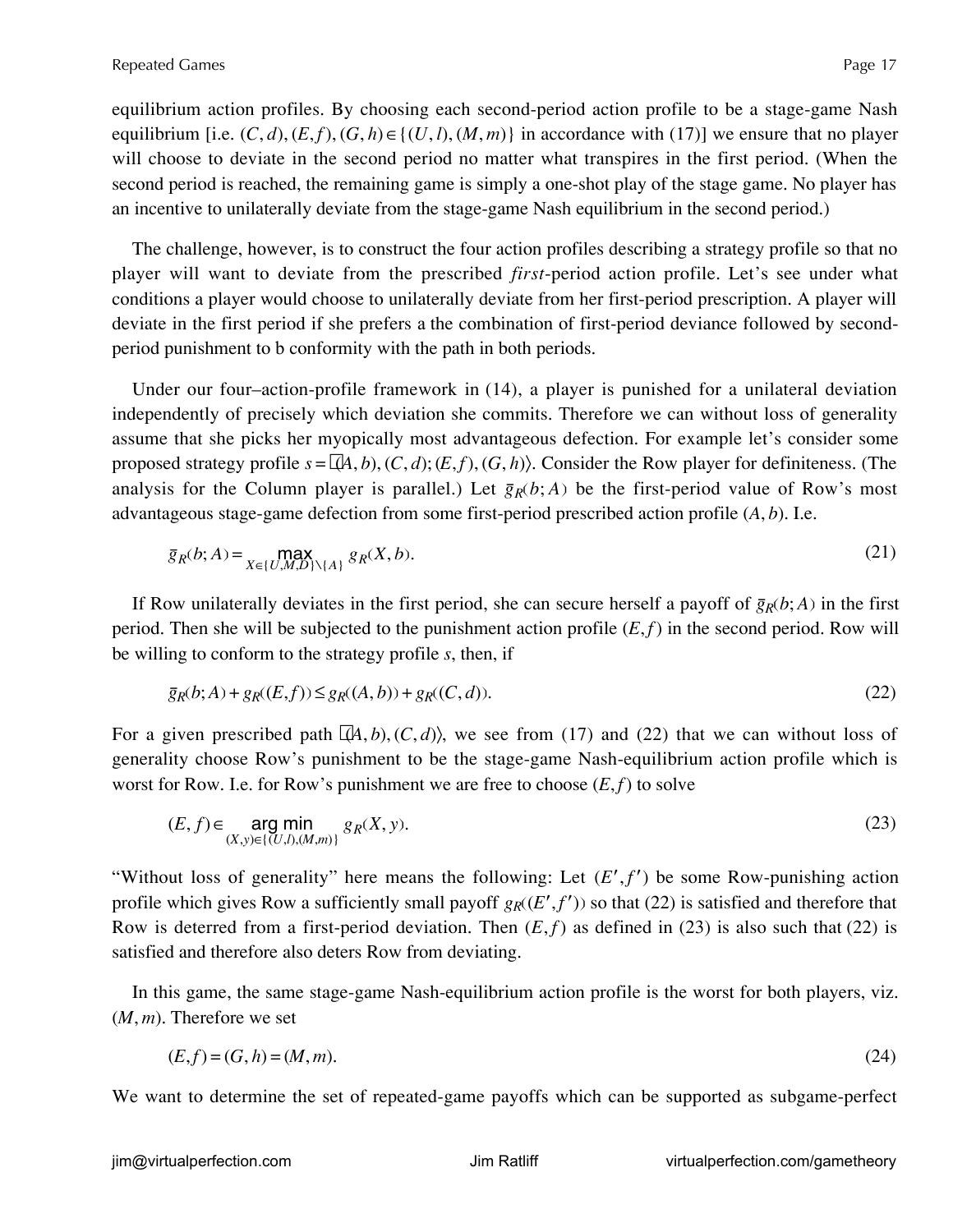equilibrium action profiles. By choosing each second-period action profile to be a stage-game Nash equilibrium [i.e. $(C,d),(E,f),(G,h)\in\{(U,l),(M,m)\}$ in accordance with (17)] we ensure that no player will choose to deviate in the second period no matter what transpires in the first period. (When the second period is reached, the remaining game is simply a one-shot play of the stage game. No player has an incentive to unilaterally deviate from the stage-game Nash equilibrium in the second period.)

The challenge, however, is to construct the four action profiles describing a strategy profile so that no player will want to deviate from the prescribed *first*-period action profile. Let's see under what conditions a player would choose to unilaterally deviate from her first-period prescription. A player will deviate in the first period if she prefers a the combination of first-period deviance followed by second-period punishment to b conformity with the path in both periods.

Under our four–action-profile framework in (14), a player is punished for a unilateral deviation independently of precisely which deviation she commits. Therefore we can without loss of generality assume that she picks her myopically most advantageous defection. For example let's consider some proposed strategy profile $s=\langle(A,b),(C,d);(E,f),(G,h)\rangle$. Consider the Row player for definiteness. (The analysis for the Column player is parallel.) Let $\bar{g}_R(b;A)$ be the first-period value of Row's most advantageous stage-game defection from some first-period prescribed action profile $(A,b)$. I.e.

$$\bar{g}_R(b;A)=\max_{X\in\{U,M,D\}\setminus\{A\}} g_R(X,b). \tag{21}$$

If Row unilaterally deviates in the first period, she can secure herself a payoff of $\bar{g}_R(b;A)$ in the first period. Then she will be subjected to the punishment action profile $(E,f)$ in the second period. Row will be willing to conform to the strategy profile $s$, then, if

$$\bar{g}_R(b;A)+g_R((E,f))\leq g_R((A,b))+g_R((C,d)). \tag{22}$$

For a given prescribed path $\langle(A,b),(C,d)\rangle$, we see from (17) and (22) that we can without loss of generality choose Row's punishment to be the stage-game Nash-equilibrium action profile which is worst for Row. I.e. for Row's punishment we are free to choose $(E,f)$ to solve

$$(E,f)\in\operatorname*{arg\,min}_{(X,y)\in\{(U,l),(M,m)\}} g_R(X,y). \tag{23}$$

"Without loss of generality" here means the following: Let $(E',f')$ be some Row-punishing action profile which gives Row a sufficiently small payoff $g_R((E',f'))$ so that (22) is satisfied and therefore that Row is deterred from a first-period deviation. Then $(E,f)$ as defined in (23) is also such that (22) is satisfied and therefore also deters Row from deviating.

In this game, the same stage-game Nash-equilibrium action profile is the worst for both players, viz. $(M,m)$. Therefore we set

$$(E,f)=(G,h)=(M,m). \tag{24}$$

We want to determine the set of repeated-game payoffs which can be supported as subgame-perfect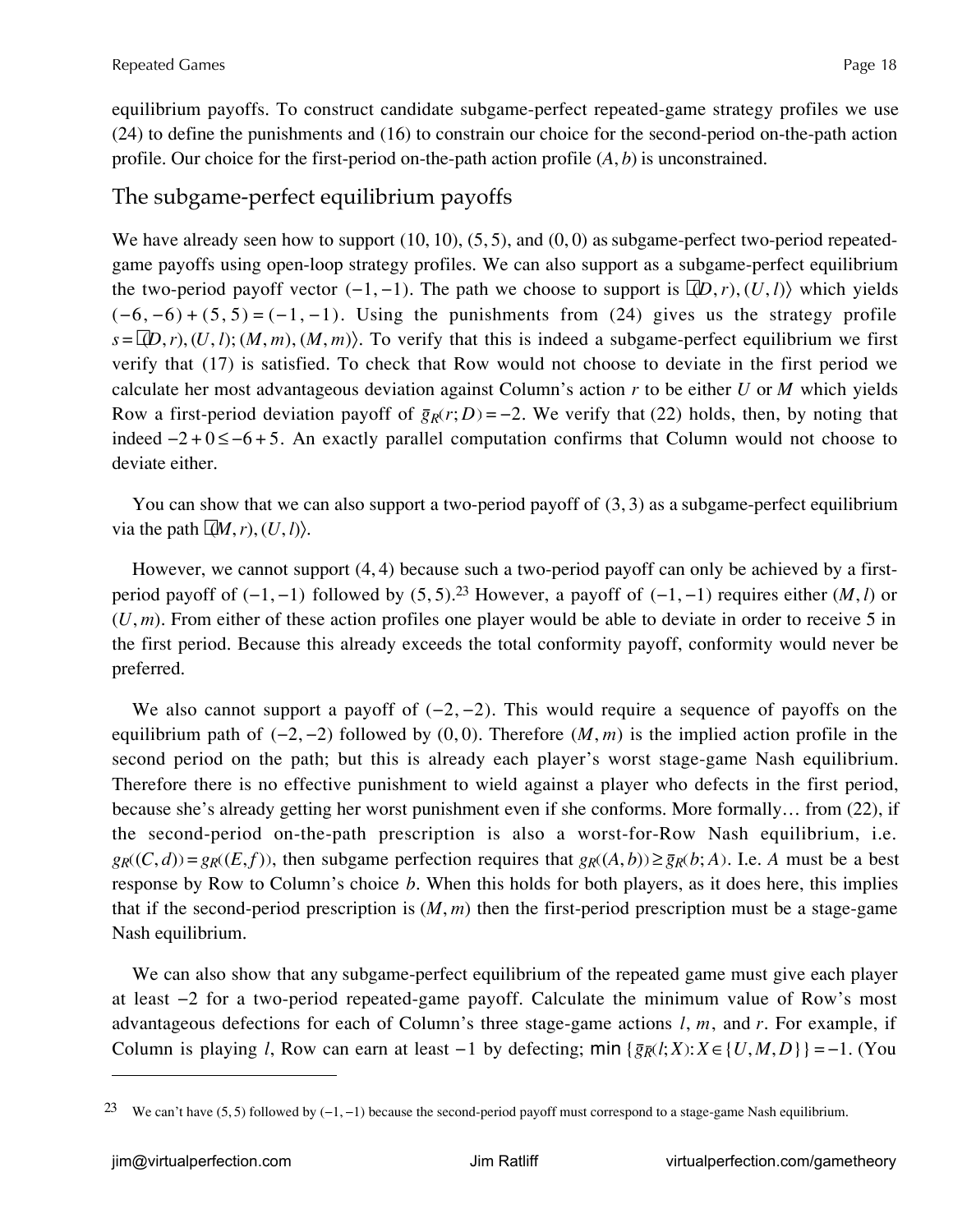equilibrium payoffs. To construct candidate subgame-perfect repeated-game strategy profiles we use (24) to define the punishments and (16) to constrain our choice for the second-period on-the-path action profile. Our choice for the first-period on-the-path action profile $(A, b)$ is unconstrained.

## The subgame-perfect equilibrium payoffs

We have already seen how to support $(10, 10)$, $(5, 5)$, and $(0, 0)$ as subgame-perfect two-period repeated-game payoffs using open-loop strategy profiles. We can also support as a subgame-perfect equilibrium the two-period payoff vector $(-1, -1)$. The path we choose to support is $\langle (D, r), (U, l) \rangle$ which yields $(-6, -6) + (5, 5) = (-1, -1)$. Using the punishments from (24) gives us the strategy profile $s = \langle (D, r), (U, l); (M, m), (M, m) \rangle$. To verify that this is indeed a subgame-perfect equilibrium we first verify that (17) is satisfied. To check that Row would not choose to deviate in the first period we calculate her most advantageous deviation against Column's action $r$ to be either $U$ or $M$ which yields Row a first-period deviation payoff of $\bar{g}_R(r; D) = -2$. We verify that (22) holds, then, by noting that indeed $-2 + 0 \leq -6 + 5$. An exactly parallel computation confirms that Column would not choose to deviate either.

You can show that we can also support a two-period payoff of $(3, 3)$ as a subgame-perfect equilibrium via the path $\langle (M, r), (U, l) \rangle$.

However, we cannot support $(4, 4)$ because such a two-period payoff can only be achieved by a first-period payoff of $(-1, -1)$ followed by $(5, 5)$.[23] However, a payoff of $(-1, -1)$ requires either $(M, l)$ or $(U, m)$. From either of these action profiles one player would be able to deviate in order to receive 5 in the first period. Because this already exceeds the total conformity payoff, conformity would never be preferred.

We also cannot support a payoff of $(-2, -2)$. This would require a sequence of payoffs on the equilibrium path of $(-2, -2)$ followed by $(0, 0)$. Therefore $(M, m)$ is the implied action profile in the second period on the path; but this is already each player's worst stage-game Nash equilibrium. Therefore there is no effective punishment to wield against a player who defects in the first period, because she's already getting her worst punishment even if she conforms. More formally… from (22), if the second-period on-the-path prescription is also a worst-for-Row Nash equilibrium, i.e. $g_R((C, d)) = g_R((E, f))$, then subgame perfection requires that $g_R((A, b)) \geq \bar{g}_R(b; A)$. I.e. $A$ must be a best response by Row to Column's choice $b$. When this holds for both players, as it does here, this implies that if the second-period prescription is $(M, m)$ then the first-period prescription must be a stage-game Nash equilibrium.

We can also show that any subgame-perfect equilibrium of the repeated game must give each player at least $-2$ for a two-period repeated-game payoff. Calculate the minimum value of Row's most advantageous defections for each of Column's three stage-game actions $l$, $m$, and $r$. For example, if Column is playing $l$, Row can earn at least $-1$ by defecting; $\min \{ \bar{g}_R(l; X) : X \in \{U, M, D\} \} = -1$. (You

---

[23] We can't have $(5, 5)$ followed by $(-1, -1)$ because the second-period payoff must correspond to a stage-game Nash equilibrium.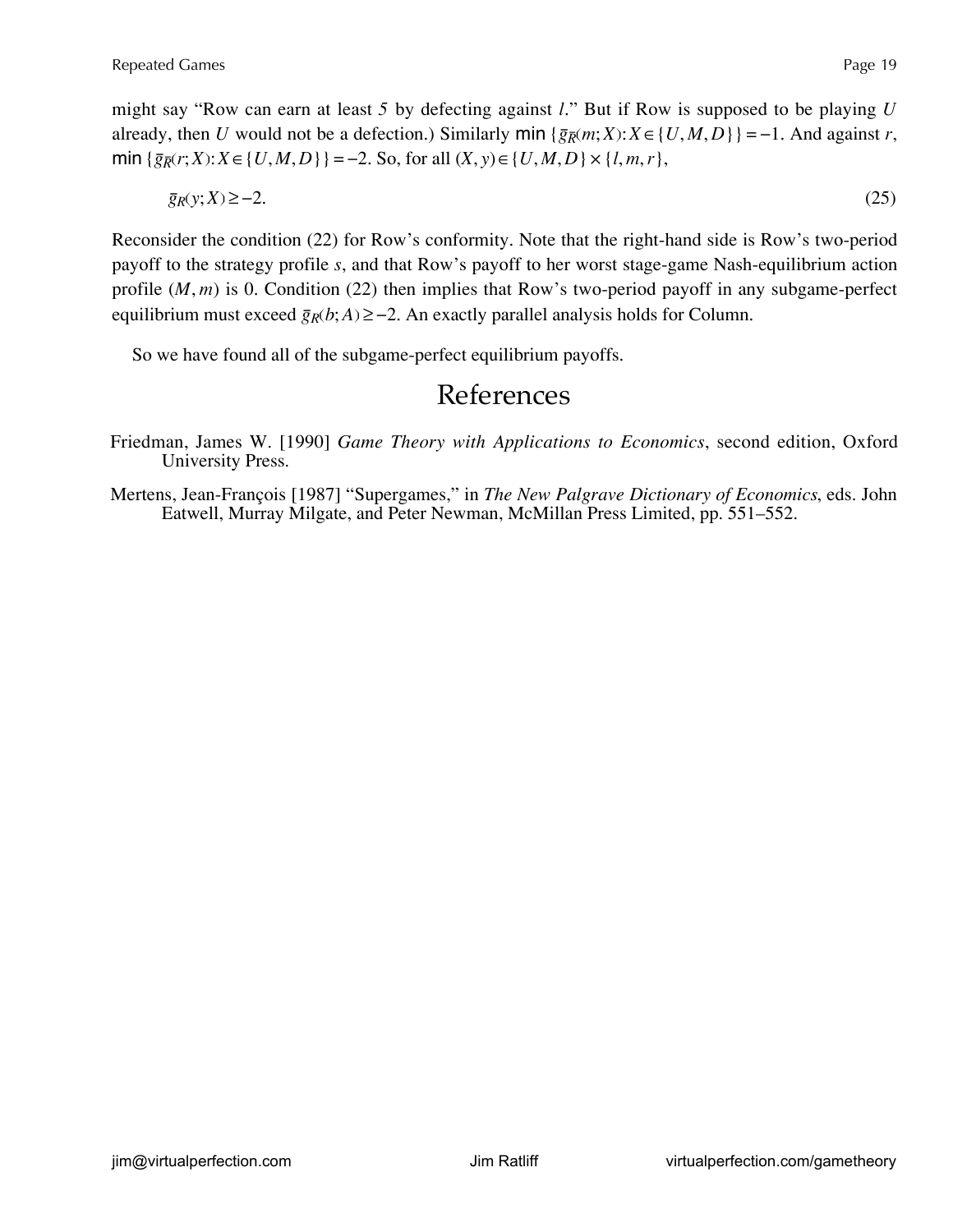might say "Row can earn at least *5* by defecting against $l$." But if Row is supposed to be playing $U$ already, then $U$ would not be a defection.) Similarly $\min\{\bar{g}_{\bar{R}}(m;X):X\in\{U,M,D\}\}=-1$. And against $r$, $\min\{\bar{g}_{\bar{R}}(r;X):X\in\{U,M,D\}\}=-2$. So, for all $(X,y)\in\{U,M,D\}\times\{l,m,r\}$,

$$\bar{g}_R(y;X)\geq -2. \tag{25}$$

Reconsider the condition (22) for Row's conformity. Note that the right-hand side is Row's two-period payoff to the strategy profile $s$, and that Row's payoff to her worst stage-game Nash-equilibrium action profile $(M,m)$ is 0. Condition (22) then implies that Row's two-period payoff in any subgame-perfect equilibrium must exceed $\bar{g}_R(b;A)\geq -2$. An exactly parallel analysis holds for Column.

So we have found all of the subgame-perfect equilibrium payoffs.

# References

Friedman, James W. [1990] *Game Theory with Applications to Economics*, second edition, Oxford University Press.

Mertens, Jean-François [1987] "Supergames," in *The New Palgrave Dictionary of Economics*, eds. John Eatwell, Murray Milgate, and Peter Newman, McMillan Press Limited, pp. 551–552.